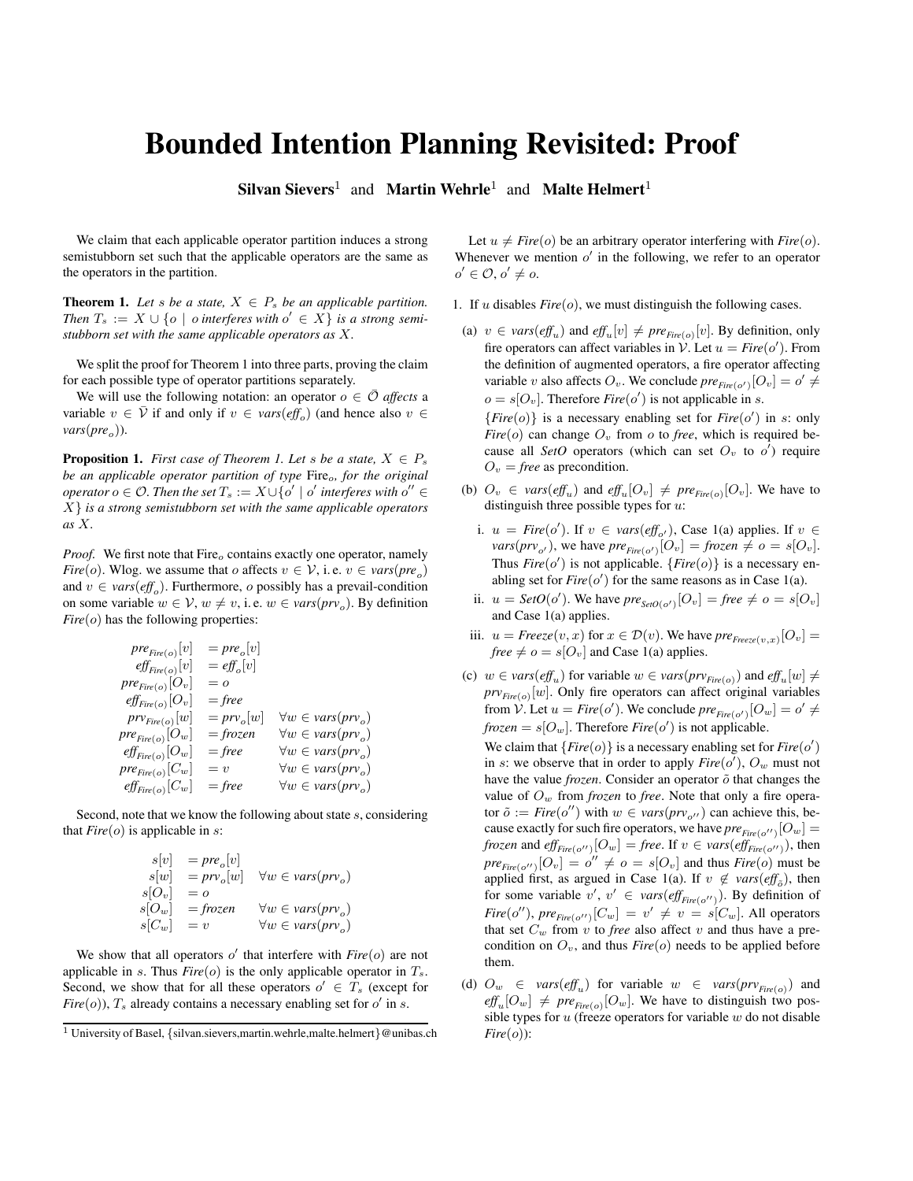# Bounded Intention Planning Revisited: Proof

**Silvan Sievers**[1] and **Martin Wehrle**[1] and **Malte Helmert**[1]

We claim that each applicable operator partition induces a strong semistubborn set such that the applicable operators are the same as the operators in the partition.

**Theorem 1.** *Let $s$ be a state, $X \in P_s$ be an applicable partition. Then $T_s := X \cup \{o \mid o \text{ interferes with } o' \in X\}$ is a strong semistubborn set with the same applicable operators as $X$.*

We split the proof for Theorem 1 into three parts, proving the claim for each possible type of operator partitions separately.

We will use the following notation: an operator $o \in \bar{\mathcal{O}}$ *affects* a variable $v \in \bar{\mathcal{V}}$ if and only if $v \in \mathit{vars}(\mathit{eff}_o)$ (and hence also $v \in \mathit{vars}(\mathit{pre}_o)$).

**Proposition 1.** *First case of Theorem 1. Let $s$ be a state, $X \in P_s$ be an applicable operator partition of type $\mathrm{Fire}_o$, for the original operator $o \in \mathcal{O}$. Then the set $T_s := X \cup \{o' \mid o' \text{ interferes with } o'' \in X\}$ is a strong semistubborn set with the same applicable operators as $X$.*

*Proof.* We first note that $\mathrm{Fire}_o$ contains exactly one operator, namely $\mathit{Fire}(o)$. Wlog. we assume that $o$ affects $v \in \mathcal{V}$, i. e. $v \in \mathit{vars}(\mathit{pre}_o)$ and $v \in \mathit{vars}(\mathit{eff}_o)$. Furthermore, $o$ possibly has a prevail-condition on some variable $w \in \mathcal{V}$, $w \neq v$, i. e. $w \in \mathit{vars}(\mathit{prv}_o)$. By definition $\mathit{Fire}(o)$ has the following properties:

$$
\begin{aligned}
\mathit{pre}_{\mathit{Fire}(o)}[v] &= \mathit{pre}_o[v] & \\
\mathit{eff}_{\mathit{Fire}(o)}[v] &= \mathit{eff}_o[v] & \\
\mathit{pre}_{\mathit{Fire}(o)}[O_v] &= o & \\
\mathit{eff}_{\mathit{Fire}(o)}[O_v] &= \mathit{free} & \\
\mathit{prv}_{\mathit{Fire}(o)}[w] &= \mathit{prv}_o[w] & \forall w \in \mathit{vars}(\mathit{prv}_o) \\
\mathit{pre}_{\mathit{Fire}(o)}[O_w] &= \mathit{frozen} & \forall w \in \mathit{vars}(\mathit{prv}_o) \\
\mathit{eff}_{\mathit{Fire}(o)}[O_w] &= \mathit{free} & \forall w \in \mathit{vars}(\mathit{prv}_o) \\
\mathit{pre}_{\mathit{Fire}(o)}[C_w] &= v & \forall w \in \mathit{vars}(\mathit{prv}_o) \\
\mathit{eff}_{\mathit{Fire}(o)}[C_w] &= \mathit{free} & \forall w \in \mathit{vars}(\mathit{prv}_o)
\end{aligned}
$$

Second, note that we know the following about state $s$, considering that $\mathit{Fire}(o)$ is applicable in $s$:

$$
\begin{aligned}
s[v] &= \mathit{pre}_o[v] & \\
s[w] &= \mathit{prv}_o[w] & \forall w \in \mathit{vars}(\mathit{prv}_o) \\
s[O_v] &= o & \\
s[O_w] &= \mathit{frozen} & \forall w \in \mathit{vars}(\mathit{prv}_o) \\
s[C_w] &= v & \forall w \in \mathit{vars}(\mathit{prv}_o)
\end{aligned}
$$

We show that all operators $o'$ that interfere with $\mathit{Fire}(o)$ are not applicable in $s$. Thus $\mathit{Fire}(o)$ is the only applicable operator in $T_s$. Second, we show that for all these operators $o' \in T_s$ (except for $\mathit{Fire}(o)$), $T_s$ already contains a necessary enabling set for $o'$ in $s$.

Let $u \neq \mathit{Fire}(o)$ be an arbitrary operator interfering with $\mathit{Fire}(o)$. Whenever we mention $o'$ in the following, we refer to an operator $o' \in \mathcal{O}$, $o' \neq o$.

1. If $u$ disables $\mathit{Fire}(o)$, we must distinguish the following cases.

   (a) $v \in \mathit{vars}(\mathit{eff}_u)$ and $\mathit{eff}_u[v] \neq \mathit{pre}_{\mathit{Fire}(o)}[v]$. By definition, only fire operators can affect variables in $\mathcal{V}$. Let $u = \mathit{Fire}(o')$. From the definition of augmented operators, a fire operator affecting variable $v$ also affects $O_v$. We conclude $\mathit{pre}_{\mathit{Fire}(o')}[O_v] = o' \neq o = s[O_v]$. Therefore $\mathit{Fire}(o')$ is not applicable in $s$.

       $\{\mathit{Fire}(o)\}$ is a necessary enabling set for $\mathit{Fire}(o')$ in $s$: only $\mathit{Fire}(o)$ can change $O_v$ from $o$ to $\mathit{free}$, which is required because all $\mathit{SetO}$ operators (which can set $O_v$ to $o'$) require $O_v = \mathit{free}$ as precondition.

   (b) $O_v \in \mathit{vars}(\mathit{eff}_u)$ and $\mathit{eff}_u[O_v] \neq \mathit{pre}_{\mathit{Fire}(o)}[O_v]$. We have to distinguish three possible types for $u$:

       i. $u = \mathit{Fire}(o')$. If $v \in \mathit{vars}(\mathit{eff}_{o'})$, Case 1(a) applies. If $v \in \mathit{vars}(\mathit{prv}_{o'})$, we have $\mathit{pre}_{\mathit{Fire}(o')}[O_v] = \mathit{frozen} \neq o = s[O_v]$. Thus $\mathit{Fire}(o')$ is not applicable. $\{\mathit{Fire}(o)\}$ is a necessary enabling set for $\mathit{Fire}(o')$ for the same reasons as in Case 1(a).

       ii. $u = \mathit{SetO}(o')$. We have $\mathit{pre}_{\mathit{SetO}(o')}[O_v] = \mathit{free} \neq o = s[O_v]$ and Case 1(a) applies.

       iii. $u = \mathit{Freeze}(v, x)$ for $x \in \mathcal{D}(v)$. We have $\mathit{pre}_{\mathit{Freeze}(v,x)}[O_v] = \mathit{free} \neq o = s[O_v]$ and Case 1(a) applies.

   (c) $w \in \mathit{vars}(\mathit{eff}_u)$ for variable $w \in \mathit{vars}(\mathit{prv}_{\mathit{Fire}(o)})$ and $\mathit{eff}_u[w] \neq \mathit{prv}_{\mathit{Fire}(o)}[w]$. Only fire operators can affect original variables from $\mathcal{V}$. Let $u = \mathit{Fire}(o')$. We conclude $\mathit{pre}_{\mathit{Fire}(o')}[O_w] = o' \neq \mathit{frozen} = s[O_w]$. Therefore $\mathit{Fire}(o')$ is not applicable.

       We claim that $\{\mathit{Fire}(o)\}$ is a necessary enabling set for $\mathit{Fire}(o')$ in $s$: we observe that in order to apply $\mathit{Fire}(o')$, $O_w$ must not have the value $\mathit{frozen}$. Consider an operator $\tilde{o}$ that changes the value of $O_w$ from $\mathit{frozen}$ to $\mathit{free}$. Note that only a fire operator $\tilde{o} := \mathit{Fire}(o'')$ with $w \in \mathit{vars}(\mathit{prv}_{o''})$ can achieve this, because exactly for such fire operators, we have $\mathit{pre}_{\mathit{Fire}(o'')}[O_w] = \mathit{frozen}$ and $\mathit{eff}_{\mathit{Fire}(o'')}[O_w] = \mathit{free}$. If $v \in \mathit{vars}(\mathit{eff}_{\mathit{Fire}(o'')})$, then $\mathit{pre}_{\mathit{Fire}(o'')}[O_v] = o'' \neq o = s[O_v]$ and thus $\mathit{Fire}(o)$ must be applied first, as argued in Case 1(a). If $v \notin \mathit{vars}(\mathit{eff}_{\tilde{o}})$, then for some variable $v'$, $v' \in \mathit{vars}(\mathit{eff}_{\mathit{Fire}(o'')})$. By definition of $\mathit{Fire}(o'')$, $\mathit{pre}_{\mathit{Fire}(o'')}[C_w] = v' \neq v = s[C_w]$. All operators that set $C_w$ from $v$ to $\mathit{free}$ also affect $v$ and thus have a precondition on $O_v$, and thus $\mathit{Fire}(o)$ needs to be applied before them.

   (d) $O_w \in \mathit{vars}(\mathit{eff}_u)$ for variable $w \in \mathit{vars}(\mathit{prv}_{\mathit{Fire}(o)})$ and $\mathit{eff}_u[O_w] \neq \mathit{pre}_{\mathit{Fire}(o)}[O_w]$. We have to distinguish two possible types for $u$ (freeze operators for variable $w$ do not disable $\mathit{Fire}(o)$):

[1] University of Basel, {silvan.sievers,martin.wehrle,malte.helmert}@unibas.ch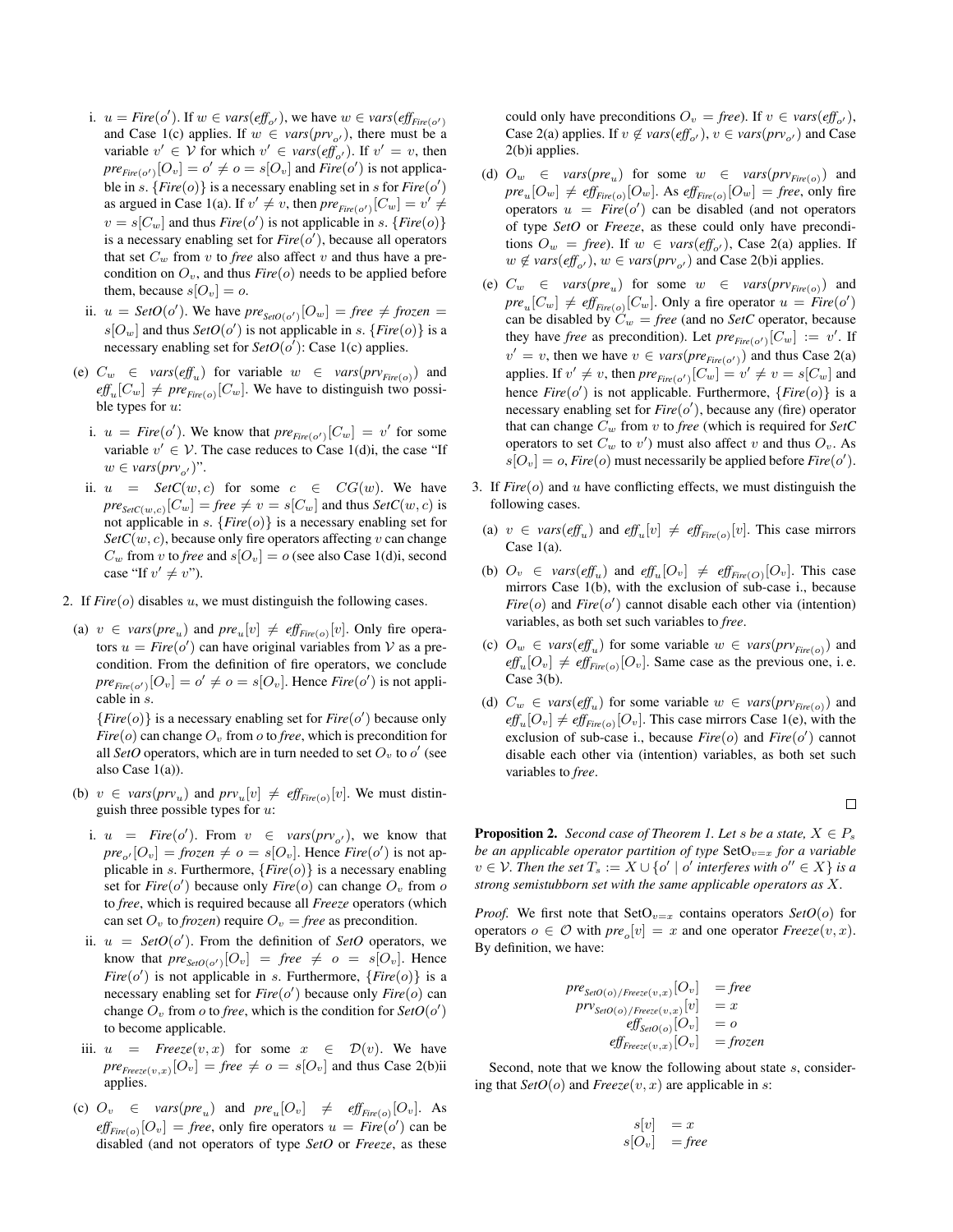i. $u = \mathit{Fire}(o')$. If $w \in \mathit{vars}(\mathit{eff}_{o'})$, we have $w \in \mathit{vars}(\mathit{eff}_{\mathit{Fire}(o')})$ and Case 1(c) applies. If $w \in \mathit{vars}(\mathit{prv}_{o'})$, there must be a variable $v' \in \mathcal{V}$ for which $v' \in \mathit{vars}(\mathit{eff}_{o'})$. If $v' = v$, then $\mathit{pre}_{\mathit{Fire}(o')}[O_v] = o' \neq o = s[O_v]$ and $\mathit{Fire}(o')$ is not applicable in $s$. $\{\mathit{Fire}(o)\}$ is a necessary enabling set in $s$ for $\mathit{Fire}(o')$ as argued in Case 1(a). If $v' \neq v$, then $\mathit{pre}_{\mathit{Fire}(o')}[C_w] = v' \neq v = s[C_w]$ and thus $\mathit{Fire}(o')$ is not applicable in $s$. $\{\mathit{Fire}(o)\}$ is a necessary enabling set for $\mathit{Fire}(o')$, because all operators that set $C_w$ from $v$ to *free* also affect $v$ and thus have a precondition on $O_v$, and thus $\mathit{Fire}(o)$ needs to be applied before them, because $s[O_v] = o$.

ii. $u = \mathit{SetO}(o')$. We have $\mathit{pre}_{\mathit{SetO}(o')}[O_w] = \mathit{free} \neq \mathit{frozen} = s[O_w]$ and thus $\mathit{SetO}(o')$ is not applicable in $s$. $\{\mathit{Fire}(o)\}$ is a necessary enabling set for $\mathit{SetO}(o')$: Case 1(c) applies.

(e) $C_w \in \mathit{vars}(\mathit{eff}_u)$ for variable $w \in \mathit{vars}(\mathit{prv}_{\mathit{Fire}(o)})$ and $\mathit{eff}_u[C_w] \neq \mathit{pre}_{\mathit{Fire}(o)}[C_w]$. We have to distinguish two possible types for $u$:

i. $u = \mathit{Fire}(o')$. We know that $\mathit{pre}_{\mathit{Fire}(o')}[C_w] = v'$ for some variable $v' \in \mathcal{V}$. The case reduces to Case 1(d)i, the case "If $w \in \mathit{vars}(\mathit{prv}_{o'})$".

ii. $u = \mathit{SetC}(w, c)$ for some $c \in CG(w)$. We have $\mathit{pre}_{\mathit{SetC}(w,c)}[C_w] = \mathit{free} \neq v = s[C_w]$ and thus $\mathit{SetC}(w, c)$ is not applicable in $s$. $\{\mathit{Fire}(o)\}$ is a necessary enabling set for $\mathit{SetC}(w, c)$, because only fire operators affecting $v$ can change $C_w$ from $v$ to *free* and $s[O_v] = o$ (see also Case 1(d)i, second case "If $v' \neq v$").

2. If $\mathit{Fire}(o)$ disables $u$, we must distinguish the following cases.

(a) $v \in \mathit{vars}(\mathit{pre}_u)$ and $\mathit{pre}_u[v] \neq \mathit{eff}_{\mathit{Fire}(o)}[v]$. Only fire operators $u = \mathit{Fire}(o')$ can have original variables from $\mathcal{V}$ as a precondition. From the definition of fire operators, we conclude $\mathit{pre}_{\mathit{Fire}(o')}[O_v] = o' \neq o = s[O_v]$. Hence $\mathit{Fire}(o')$ is not applicable in $s$.

$\{\mathit{Fire}(o)\}$ is a necessary enabling set for $\mathit{Fire}(o')$ because only $\mathit{Fire}(o)$ can change $O_v$ from $o$ to *free*, which is precondition for all *SetO* operators, which are in turn needed to set $O_v$ to $o'$ (see also Case 1(a)).

(b) $v \in \mathit{vars}(\mathit{prv}_u)$ and $\mathit{prv}_u[v] \neq \mathit{eff}_{\mathit{Fire}(o)}[v]$. We must distinguish three possible types for $u$:

i. $u = \mathit{Fire}(o')$. From $v \in \mathit{vars}(\mathit{prv}_{o'})$, we know that $\mathit{pre}_{o'}[O_v] = \mathit{frozen} \neq o = s[O_v]$. Hence $\mathit{Fire}(o')$ is not applicable in $s$. Furthermore, $\{\mathit{Fire}(o)\}$ is a necessary enabling set for $\mathit{Fire}(o')$ because only $\mathit{Fire}(o)$ can change $O_v$ from $o$ to *free*, which is required because all *Freeze* operators (which can set $O_v$ to *frozen*) require $O_v = \mathit{free}$ as precondition.

ii. $u = \mathit{SetO}(o')$. From the definition of *SetO* operators, we know that $\mathit{pre}_{\mathit{SetO}(o')}[O_v] = \mathit{free} \neq o = s[O_v]$. Hence $\mathit{Fire}(o')$ is not applicable in $s$. Furthermore, $\{\mathit{Fire}(o)\}$ is a necessary enabling set for $\mathit{Fire}(o')$ because only $\mathit{Fire}(o)$ can change $O_v$ from $o$ to *free*, which is the condition for $\mathit{SetO}(o')$ to become applicable.

iii. $u = \mathit{Freeze}(v, x)$ for some $x \in \mathcal{D}(v)$. We have $\mathit{pre}_{\mathit{Freeze}(v,x)}[O_v] = \mathit{free} \neq o = s[O_v]$ and thus Case 2(b)ii applies.

(c) $O_v \in \mathit{vars}(\mathit{pre}_u)$ and $\mathit{pre}_u[O_v] \neq \mathit{eff}_{\mathit{Fire}(o)}[O_v]$. As $\mathit{eff}_{\mathit{Fire}(o)}[O_v] = \mathit{free}$, only fire operators $u = \mathit{Fire}(o')$ can be disabled (and not operators of type *SetO* or *Freeze*, as these could only have preconditions $O_v = \mathit{free}$). If $v \in \mathit{vars}(\mathit{eff}_{o'})$, Case 2(a) applies. If $v \notin \mathit{vars}(\mathit{eff}_{o'})$, $v \in \mathit{vars}(\mathit{prv}_{o'})$ and Case 2(b)i applies.

(d) $O_w \in \mathit{vars}(\mathit{pre}_u)$ for some $w \in \mathit{vars}(\mathit{prv}_{\mathit{Fire}(o)})$ and $\mathit{pre}_u[O_w] \neq \mathit{eff}_{\mathit{Fire}(o)}[O_w]$. As $\mathit{eff}_{\mathit{Fire}(o)}[O_w] = \mathit{free}$, only fire operators $u = \mathit{Fire}(o')$ can be disabled (and not operators of type *SetO* or *Freeze*, as these could only have preconditions $O_w = \mathit{free}$). If $w \in \mathit{vars}(\mathit{eff}_{o'})$, Case 2(a) applies. If $w \notin \mathit{vars}(\mathit{eff}_{o'})$, $w \in \mathit{vars}(\mathit{prv}_{o'})$ and Case 2(b)i applies.

(e) $C_w \in \mathit{vars}(\mathit{pre}_u)$ for some $w \in \mathit{vars}(\mathit{prv}_{\mathit{Fire}(o)})$ and $\mathit{pre}_u[C_w] \neq \mathit{eff}_{\mathit{Fire}(o)}[C_w]$. Only a fire operator $u = \mathit{Fire}(o')$ can be disabled by $C_w = \mathit{free}$ (and no *SetC* operator, because they have *free* as precondition). Let $\mathit{pre}_{\mathit{Fire}(o')}[C_w] := v'$. If $v' = v$, then we have $v \in \mathit{vars}(\mathit{pre}_{\mathit{Fire}(o')})$ and thus Case 2(a) applies. If $v' \neq v$, then $\mathit{pre}_{\mathit{Fire}(o')}[C_w] = v' \neq v = s[C_w]$ and hence $\mathit{Fire}(o')$ is not applicable. Furthermore, $\{\mathit{Fire}(o)\}$ is a necessary enabling set for $\mathit{Fire}(o')$, because any (fire) operator that can change $C_w$ from $v$ to *free* (which is required for *SetC* operators to set $C_w$ to $v'$) must also affect $v$ and thus $O_v$. As $s[O_v] = o$, $\mathit{Fire}(o)$ must necessarily be applied before $\mathit{Fire}(o')$.

3. If $\mathit{Fire}(o)$ and $u$ have conflicting effects, we must distinguish the following cases.

(a) $v \in \mathit{vars}(\mathit{eff}_u)$ and $\mathit{eff}_u[v] \neq \mathit{eff}_{\mathit{Fire}(o)}[v]$. This case mirrors Case 1(a).

(b) $O_v \in \mathit{vars}(\mathit{eff}_u)$ and $\mathit{eff}_u[O_v] \neq \mathit{eff}_{\mathit{Fire}(O)}[O_v]$. This case mirrors Case 1(b), with the exclusion of sub-case i., because $\mathit{Fire}(o)$ and $\mathit{Fire}(o')$ cannot disable each other via (intention) variables, as both set such variables to *free*.

(c) $O_w \in \mathit{vars}(\mathit{eff}_u)$ for some variable $w \in \mathit{vars}(\mathit{prv}_{\mathit{Fire}(o)})$ and $\mathit{eff}_u[O_v] \neq \mathit{eff}_{\mathit{Fire}(o)}[O_v]$. Same case as the previous one, i. e. Case 3(b).

(d) $C_w \in \mathit{vars}(\mathit{eff}_u)$ for some variable $w \in \mathit{vars}(\mathit{prv}_{\mathit{Fire}(o)})$ and $\mathit{eff}_u[O_v] \neq \mathit{eff}_{\mathit{Fire}(o)}[O_v]$. This case mirrors Case 1(e), with the exclusion of sub-case i., because $\mathit{Fire}(o)$ and $\mathit{Fire}(o')$ cannot disable each other via (intention) variables, as both set such variables to *free*.

□

**Proposition 2.** *Second case of Theorem 1. Let $s$ be a state, $X \in P_s$ be an applicable operator partition of type $\mathrm{SetO}_{v=x}$ for a variable $v \in \mathcal{V}$. Then the set $T_s := X \cup \{o' \mid o'$ interferes with $o'' \in X\}$ is a strong semistubborn set with the same applicable operators as $X$.*

*Proof.* We first note that $\mathrm{SetO}_{v=x}$ contains operators $\mathit{SetO}(o)$ for operators $o \in \mathcal{O}$ with $\mathit{pre}_o[v] = x$ and one operator $\mathit{Freeze}(v, x)$. By definition, we have:

$$
\begin{aligned}
\mathit{pre}_{\mathit{SetO}(o)/\mathit{Freeze}(v,x)}[O_v] &= \mathit{free} \\
\mathit{prv}_{\mathit{SetO}(o)/\mathit{Freeze}(v,x)}[v] &= x \\
\mathit{eff}_{\mathit{SetO}(o)}[O_v] &= o \\
\mathit{eff}_{\mathit{Freeze}(v,x)}[O_v] &= \mathit{frozen}
\end{aligned}
$$

Second, note that we know the following about state $s$, considering that $\mathit{SetO}(o)$ and $\mathit{Freeze}(v, x)$ are applicable in $s$:

$$
\begin{aligned}
s[v] &= x \\
s[O_v] &= \mathit{free}
\end{aligned}
$$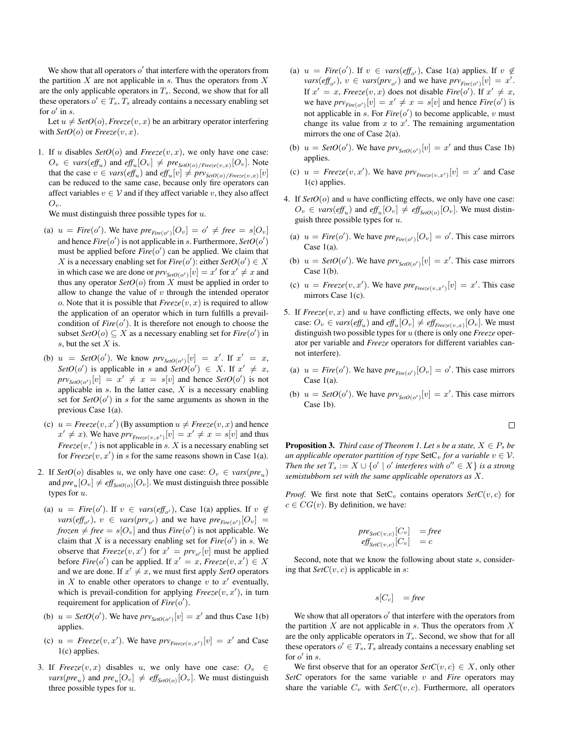We show that all operators $o'$ that interfere with the operators from the partition $X$ are not applicable in $s$. Thus the operators from $X$ are the only applicable operators in $T_s$. Second, we show that for all these operators $o' \in T_s$, $T_s$ already contains a necessary enabling set for $o'$ in $s$.

Let $u \neq \mathit{SetO}(o), \mathit{Freeze}(v, x)$ be an arbitrary operator interfering with $\mathit{SetO}(o)$ or $\mathit{Freeze}(v, x)$.

1. If $u$ disables $\mathit{SetO}(o)$ and $\mathit{Freeze}(v, x)$, we only have one case: $O_v \in \mathit{vars}(\mathit{eff}_u)$ and $\mathit{eff}_u[O_v] \neq \mathit{pre}_{\mathit{SetO}(o)/\mathit{Freeze}(v,x)}[O_v]$. Note that the case $v \in \mathit{vars}(\mathit{eff}_u)$ and $\mathit{eff}_u[v] \neq \mathit{prv}_{\mathit{SetO}(o)/\mathit{Freeze}(v,x)}[v]$ can be reduced to the same case, because only fire operators can affect variables $v \in \mathcal{V}$ and if they affect variable $v$, they also affect $O_v$.
   We must distinguish three possible types for $u$.
   (a) $u = \mathit{Fire}(o')$. We have $\mathit{pre}_{\mathit{Fire}(o')}[O_v] = o' \neq \mathit{free} = s[O_v]$ and hence $\mathit{Fire}(o')$ is not applicable in $s$. Furthermore, $\mathit{SetO}(o')$ must be applied before $\mathit{Fire}(o')$ can be applied. We claim that $X$ is a necessary enabling set for $\mathit{Fire}(o')$: either $\mathit{SetO}(o') \in X$ in which case we are done or $\mathit{prv}_{\mathit{SetO}(o')}[v] = x'$ for $x' \neq x$ and thus any operator $\mathit{SetO}(o)$ from $X$ must be applied in order to allow to change the value of $v$ through the intended operator $o$. Note that it is possible that $\mathit{Freeze}(v, x)$ is required to allow the application of an operator which in turn fulfills a prevail-condition of $\mathit{Fire}(o')$. It is therefore not enough to choose the subset $\mathit{SetO}(o) \subseteq X$ as a necessary enabling set for $\mathit{Fire}(o')$ in $s$, but the set $X$ is.
   (b) $u = \mathit{SetO}(o')$. We know $\mathit{prv}_{\mathit{SetO}(o')}[v] = x'$. If $x' = x$, $\mathit{SetO}(o')$ is applicable in $s$ and $\mathit{SetO}(o') \in X$. If $x' \neq x$, $\mathit{prv}_{\mathit{SetO}(o')}[v] = x' \neq x = s[v]$ and hence $\mathit{SetO}(o')$ is not applicable in $s$. In the latter case, $X$ is a necessary enabling set for $\mathit{SetO}(o')$ in $s$ for the same arguments as shown in the previous Case 1(a).
   (c) $u = \mathit{Freeze}(v, x')$ (By assumption $u \neq \mathit{Freeze}(v, x)$ and hence $x' \neq x$). We have $\mathit{prv}_{\mathit{Freeze}(v,x')}[v] = x' \neq x = s[v]$ and thus $\mathit{Freeze}(v,')$ is not applicable in $s$. $X$ is a necessary enabling set for $\mathit{Freeze}(v, x')$ in $s$ for the same reasons shown in Case 1(a).
2. If $\mathit{SetO}(o)$ disables $u$, we only have one case: $O_v \in \mathit{vars}(\mathit{pre}_u)$ and $\mathit{pre}_u[O_v] \neq \mathit{eff}_{\mathit{SetO}(o)}[O_v]$. We must distinguish three possible types for $u$.
   (a) $u = \mathit{Fire}(o')$. If $v \in \mathit{vars}(\mathit{eff}_{o'})$, Case 1(a) applies. If $v \notin \mathit{vars}(\mathit{eff}_{o'})$, $v \in \mathit{vars}(\mathit{prv}_{o'})$ and we have $\mathit{pre}_{\mathit{Fire}(o')}[O_v] = \mathit{frozen} \neq \mathit{free} = s[O_v]$ and thus $\mathit{Fire}(o')$ is not applicable. We claim that $X$ is a necessary enabling set for $\mathit{Fire}(o')$ in $s$. We observe that $\mathit{Freeze}(v, x')$ for $x' = \mathit{prv}_{o'}[v]$ must be applied before $\mathit{Fire}(o')$ can be applied. If $x' = x$, $\mathit{Freeze}(v, x') \in X$ and we are done. If $x' \neq x$, we must first apply $\mathit{SetO}$ operators in $X$ to enable other operators to change $v$ to $x'$ eventually, which is prevail-condition for applying $\mathit{Freeze}(v, x')$, in turn requirement for application of $\mathit{Fire}(o')$.
   (b) $u = \mathit{SetO}(o')$. We have $\mathit{prv}_{\mathit{SetO}(o')}[v] = x'$ and thus Case 1(b) applies.
   (c) $u = \mathit{Freeze}(v, x')$. We have $\mathit{prv}_{\mathit{Freeze}(v,x')}[v] = x'$ and Case 1(c) applies.
3. If $\mathit{Freeze}(v, x)$ disables $u$, we only have one case: $O_v \in \mathit{vars}(\mathit{pre}_u)$ and $\mathit{pre}_u[O_v] \neq \mathit{eff}_{\mathit{SetO}(o)}[O_v]$. We must distinguish three possible types for $u$.
   (a) $u = \mathit{Fire}(o')$. If $v \in \mathit{vars}(\mathit{eff}_{o'})$, Case 1(a) applies. If $v \notin \mathit{vars}(\mathit{eff}_{o'})$, $v \in \mathit{vars}(\mathit{prv}_{o'})$ and we have $\mathit{prv}_{\mathit{Fire}(o')}[v] = x'$. If $x' = x$, $\mathit{Freeze}(v, x)$ does not disable $\mathit{Fire}(o')$. If $x' \neq x$, we have $\mathit{prv}_{\mathit{Fire}(o')}[v] = x' \neq x = s[v]$ and hence $\mathit{Fire}(o')$ is not applicable in $s$. For $\mathit{Fire}(o')$ to become applicable, $v$ must change its value from $x$ to $x'$. The remaining argumentation mirrors the one of Case 2(a).
   (b) $u = \mathit{SetO}(o')$. We have $\mathit{prv}_{\mathit{SetO}(o')}[v] = x'$ and thus Case 1b) applies.
   (c) $u = \mathit{Freeze}(v, x')$. We have $\mathit{prv}_{\mathit{Freeze}(v,x')}[v] = x'$ and Case 1(c) applies.
4. If $\mathit{SetO}(o)$ and $u$ have conflicting effects, we only have one case: $O_v \in \mathit{vars}(\mathit{eff}_u)$ and $\mathit{eff}_u[O_v] \neq \mathit{eff}_{\mathit{SetO}(o)}[O_v]$. We must distinguish three possible types for $u$.
   (a) $u = \mathit{Fire}(o')$. We have $\mathit{pre}_{\mathit{Fire}(o')}[O_v] = o'$. This case mirrors Case 1(a).
   (b) $u = \mathit{SetO}(o')$. We have $\mathit{prv}_{\mathit{SetO}(o')}[v] = x'$. This case mirrors Case 1(b).
   (c) $u = \mathit{Freeze}(v, x')$. We have $\mathit{pre}_{\mathit{Freeze}(v,x')}[v] = x'$. This case mirrors Case 1(c).
5. If $\mathit{Freeze}(v, x)$ and $u$ have conflicting effects, we only have one case: $O_v \in \mathit{vars}(\mathit{eff}_u)$ and $\mathit{eff}_u[O_v] \neq \mathit{eff}_{\mathit{Freeze}(v,x)}[O_v]$. We must distinguish two possible types for $u$ (there is only one $\mathit{Freeze}$ operator per variable and $\mathit{Freeze}$ operators for different variables cannot interfere).
   (a) $u = \mathit{Fire}(o')$. We have $\mathit{pre}_{\mathit{Fire}(o')}[O_v] = o'$. This case mirrors Case 1(a).
   (b) $u = \mathit{SetO}(o')$. We have $\mathit{prv}_{\mathit{SetO}(o')}[v] = x'$. This case mirrors Case 1b).

□

**Proposition 3.** *Third case of Theorem 1. Let $s$ be a state, $X \in P_s$ be an applicable operator partition of type $\mathrm{SetC}_v$ for a variable $v \in \mathcal{V}$. Then the set $T_s := X \cup \{o' \mid o' \text{ interferes with } o'' \in X\}$ is a strong semistubborn set with the same applicable operators as $X$.*

*Proof.* We first note that $\mathrm{SetC}_v$ contains operators $\mathit{SetC}(v, c)$ for $c \in CG(v)$. By definition, we have:

$$
\begin{aligned}
\mathit{pre}_{\mathit{SetC}(v,c)}[C_v] &= \mathit{free} \\
\mathit{eff}_{\mathit{SetC}(v,c)}[C_v] &= c
\end{aligned}
$$

Second, note that we know the following about state $s$, considering that $\mathit{SetC}(v, c)$ is applicable in $s$:

$$
s[C_c] = \mathit{free}
$$

We show that all operators $o'$ that interfere with the operators from the partition $X$ are not applicable in $s$. Thus the operators from $X$ are the only applicable operators in $T_s$. Second, we show that for all these operators $o' \in T_s$, $T_s$ already contains a necessary enabling set for $o'$ in $s$.

We first observe that for an operator $\mathit{SetC}(v, c) \in X$, only other $\mathit{SetC}$ operators for the same variable $v$ and $\mathit{Fire}$ operators may share the variable $C_v$ with $\mathit{SetC}(v, c)$. Furthermore, all operators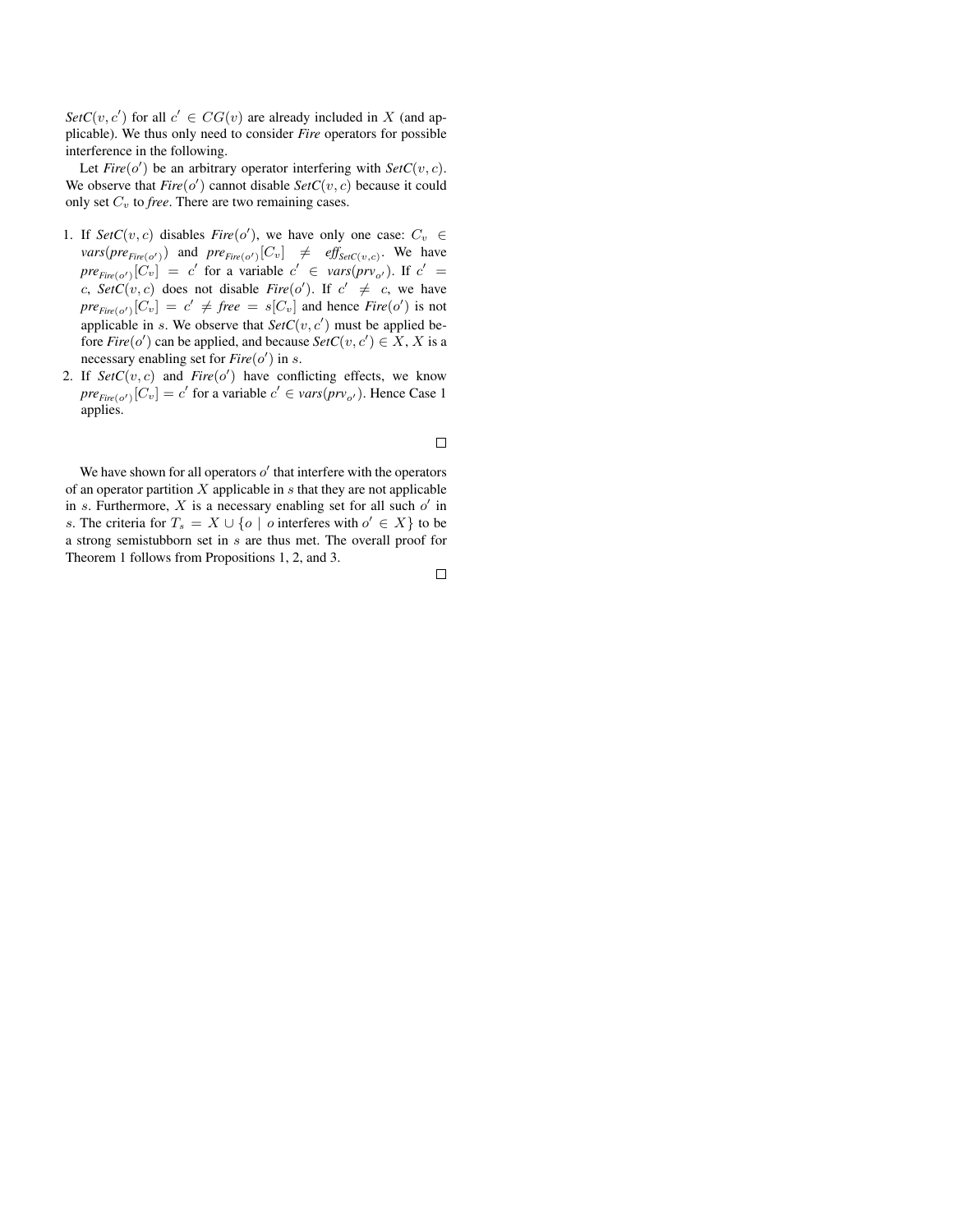*SetC*$(v, c')$ for all $c' \in CG(v)$ are already included in $X$ (and applicable). We thus only need to consider *Fire* operators for possible interference in the following.

Let *Fire*$(o')$ be an arbitrary operator interfering with *SetC*$(v, c)$. We observe that *Fire*$(o')$ cannot disable *SetC*$(v, c)$ because it could only set $C_v$ to *free*. There are two remaining cases.

1. If *SetC*$(v, c)$ disables *Fire*$(o')$, we have only one case: $C_v \in \mathit{vars}(\mathit{pre}_{\mathit{Fire}(o')})$ and $\mathit{pre}_{\mathit{Fire}(o')}[C_v] \neq \mathit{eff}_{\mathit{SetC}(v,c)}$. We have $\mathit{pre}_{\mathit{Fire}(o')}[C_v] = c'$ for a variable $c' \in \mathit{vars}(\mathit{prv}_{o'})$. If $c' = c$, *SetC*$(v, c)$ does not disable *Fire*$(o')$. If $c' \neq c$, we have $\mathit{pre}_{\mathit{Fire}(o')}[C_v] = c' \neq \mathit{free} = s[C_v]$ and hence *Fire*$(o')$ is not applicable in $s$. We observe that *SetC*$(v, c')$ must be applied before *Fire*$(o')$ can be applied, and because *SetC*$(v, c') \in X$, $X$ is a necessary enabling set for *Fire*$(o')$ in $s$.
2. If *SetC*$(v, c)$ and *Fire*$(o')$ have conflicting effects, we know $\mathit{pre}_{\mathit{Fire}(o')}[C_v] = c'$ for a variable $c' \in \mathit{vars}(\mathit{prv}_{o'})$. Hence Case 1 applies.

□

We have shown for all operators $o'$ that interfere with the operators of an operator partition $X$ applicable in $s$ that they are not applicable in $s$. Furthermore, $X$ is a necessary enabling set for all such $o'$ in $s$. The criteria for $T_s = X \cup \{o \mid o \text{ interferes with } o' \in X\}$ to be a strong semistubborn set in $s$ are thus met. The overall proof for Theorem 1 follows from Propositions 1, 2, and 3.

□